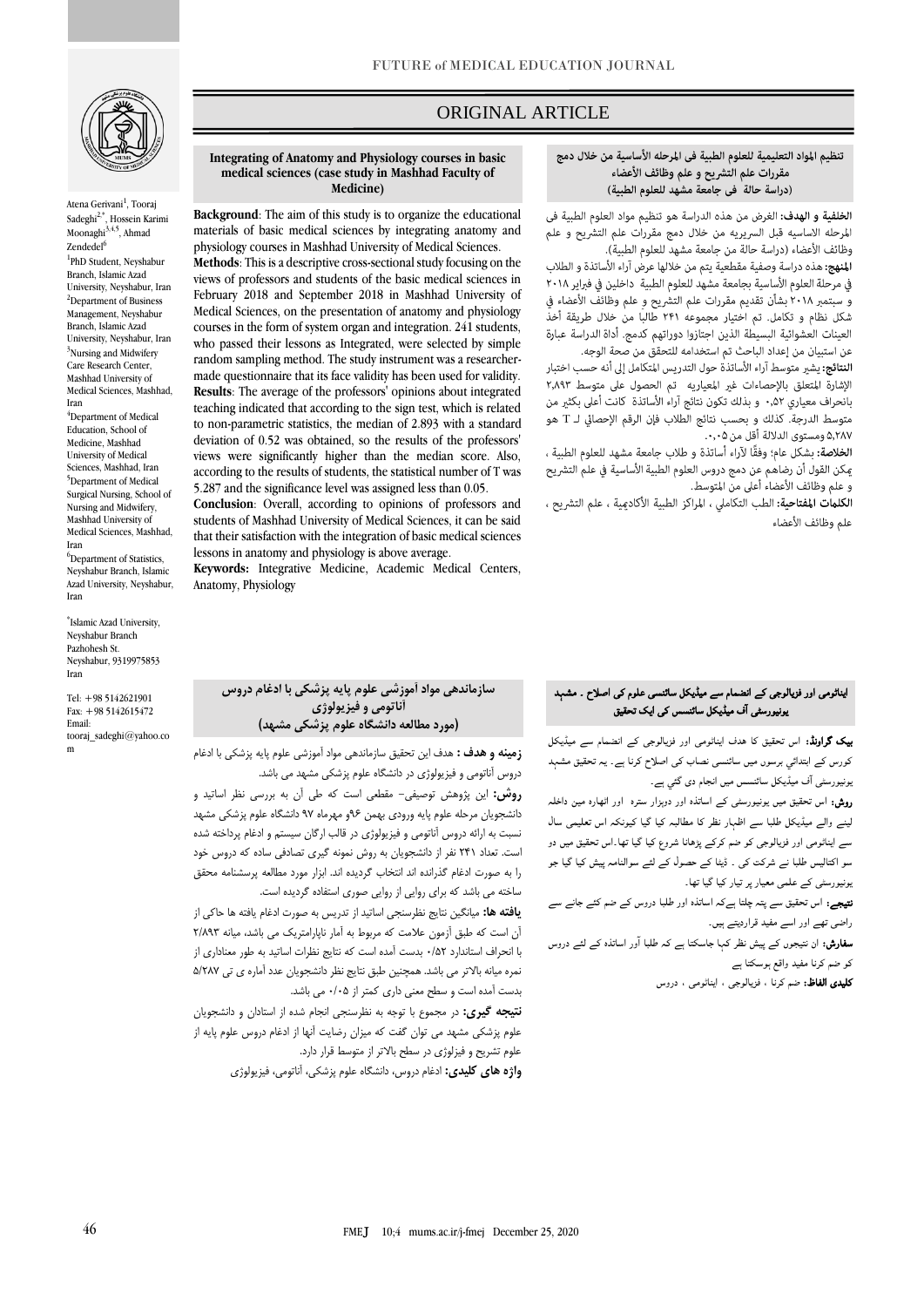ORIGINAL ARTICLE

## Integrating of Anatomy and Physiology courses in basic medical sciences (case study in Mashhad Faculty of Medicine)

Atena Gerivani[1], Tooraj Sadeghi[2*], Hossein Karimi Moonaghi[3,4,5], Ahmad Zendedel[6]

[1]PhD Student, Neyshabur Branch, Islamic Azad University, Neyshabur, Iran
[2]Department of Business Management, Neyshabur Branch, Islamic Azad University, Neyshabur, Iran
[3]Nursing and Midwifery Care Research Center, Mashhad University of Medical Sciences, Mashhad, Iran
[4]Department of Medical Education, School of Medicine, Mashhad University of Medical Sciences, Mashhad, Iran
[5]Department of Medical Surgical Nursing, School of Nursing and Midwifery, Mashhad University of Medical Sciences, Mashhad, Iran
[6]Department of Statistics, Neyshabur Branch, Islamic Azad University, Neyshabur, Iran

*Islamic Azad University, Neyshabur Branch Pazhohesh St. Neyshabur, 9319975853 Iran

Tel: +98 5142621901
Fax: +98 5142615472
Email: tooraj_sadeghi@yahoo.com

**Background**: The aim of this study is to organize the educational materials of basic medical sciences by integrating anatomy and physiology courses in Mashhad University of Medical Sciences.

**Methods**: This is a descriptive cross-sectional study focusing on the views of professors and students of the basic medical sciences in February 2018 and September 2018 in Mashhad University of Medical Sciences, on the presentation of anatomy and physiology courses in the form of system organ and integration. 241 students, who passed their lessons as Integrated, were selected by simple random sampling method. The study instrument was a researcher-made questionnaire that its face validity has been used for validity.

**Results**: The average of the professors' opinions about integrated teaching indicated that according to the sign test, which is related to non-parametric statistics, the median of 2.893 with a standard deviation of 0.52 was obtained, so the results of the professors' views were significantly higher than the median score. Also, according to the results of students, the statistical number of T was 5.287 and the significance level was assigned less than 0.05.

**Conclusion**: Overall, according to opinions of professors and students of Mashhad University of Medical Sciences, it can be said that their satisfaction with the integration of basic medical sciences lessons in anatomy and physiology is above average.

**Keywords:** Integrative Medicine, Academic Medical Centers, Anatomy, Physiology

## تنظيم المواد التعليمية للعلوم الطبية فى المرحله الأساسية من خلال دمج مقررات علم التشريح و علم وظائف الأعضاء (دراسة حالة في جامعة مشهد للعلوم الطبية)

**الخلفية و الهدف:** الغرض من هذه الدراسة هو تنظيم مواد العلوم الطبية فى المرحله الاساسيه قبل السريريه من خلال دمج مقررات علم التشريح و علم وظائف الأعضاء (دراسة حالة من جامعة مشهد للعلوم الطبية).

**المنهج:** هذه دراسة وصفية مقطعية يتم من خلالها عرض آراء الأساتذة و الطلاب في مرحلة العلوم الأساسية بجامعة مشهد للعلوم الطبية داخلين في فبراير ٢٠١٨ و سبتمبر ٢٠١٨ بشأن تقديم مقررات علم التشريح و علم وظائف الأعضاء في شكل نظام و تكامل. تم اختيار مجموعة ٢٤١ طالبا من خلال طريقة أخذ العينات العشوائية البسيطة الذين اجتازوا دوراتهم كدمج. أداة الدراسة عبارة عن استبيان من إعداد الباحث تم استخدامه للتحقق من صحة الوجه.

**النتائج:** يشير متوسط آراء الأساتذة حول التدريس المتكامل إلى أنه حسب اختبار الإشارة المتعلق بالإحصاءات غير المعياريه تم الحصول على متوسط ٢،٨٩٣ بانحراف معياري ٠،٥٢ و بذلك تكون نتائج آراء الأساتذة كانت أعلى بكثير من متوسط الدرجة. كذلك و بحسب نتائج الطلاب فإن الرقم الإحصائي لـ T هو ٥،٢٨٧ ومستوى الدلالة أقل من ٠،٠٥.

**الخلاصة:** بشكل عام؛ وفقًا لآراء أساتذة و طلاب جامعة مشهد للعلوم الطبية ، يمكن القول أن رضاهم عن دمج دروس العلوم الطبية الأساسية في علم التشريح و علم وظائف الأعضاء أعلى من المتوسط.

**الكلمات المفتاحية:** الطب التكاملي ، المراكز الطبية الأكاديمية ، علم التشريح ، علم وظائف الأعضاء

## سازماندهی مواد آموزشی علوم پایه پزشکی با ادغام دروس آناتومی و فیزیولوژی (مورد مطالعه دانشگاه علوم پزشکی مشهد)

**زمینه و هدف :** هدف این تحقیق سازماندهی مواد آموزشی علوم پایه پزشکی با ادغام دروس آناتومی و فیزیولوژی در دانشگاه علوم پزشکی مشهد می باشد.

**روش:** این پژوهش توصیفی- مقطعی است که طی آن به بررسی نظر اساتید و دانشجویان مرحله علوم پایه ورودی بهمن ۹۶و مهرماه ۹۷ دانشگاه علوم پزشکی مشهد نسبت به ارائه دروس آناتومی و فیزیولوژی در قالب سیستم ارگان و ادغام پرداخته شده است. تعداد ۲۴۱ نفر از دانشجویان به روش نمونه گیری تصادفی ساده که دروس خود را به صورت ادغام گذرانده اند انتخاب گردیده اند. ابزار مورد مطالعه پرسشنامه محقق ساخته می باشد که برای روایی از روایی صوری استفاده گردیده است.

**یافته ها:** میانگین نتایج نظرسنجی اساتید از تدریس به صورت ادغام یافته ها حاکی از آن است که طبق آزمون علامت که مربوط به آمار ناپارامتریک می باشد، میانه ۲/۸۹۳ با انحراف استاندارد ۰/۵۲ بدست آمده است که نتایج نظرات اساتید به طور معناداری از نمره میانه بالاتر می باشد. همچنین طبق نتایج نظر دانشجویان عدد آماره ی تی ۵/۲۸۷ بدست آمده است و سطح معنی داری کمتر از ۰/۰۵ می باشد.

**نتیجه گیری:** در مجموع با توجه به نظرسنجی انجام شده از استادان و دانشجویان علوم پزشکی مشهد می توان گفت که میزان رضایت آنها از ادغام دروس علوم پایه از علوم تشریح و فیزیولوژی در سطح بالاتر از متوسط قرار دارد.

**واژه های کلیدی:** ادغام دروس، دانشگاه علوم پزشکی، آناتومی، فیزیولوژی

## ایناٹومی اور فزیالوجی کے انضمام سے میڈیکل سائنسی علوم کی اصلاح ۔ مشہد یونیورسٹی آف میڈیکل سائنسس کی ایک تحقیق

**بیک گراونڈ:** اس تحقیق کا ھدف اینا ٹومی اور فزیالوجی کے انضمام سے میڈیکل کورس کے ابتدائي برسوں میں سائنسی نصاب کی اصلاح کرنا ہے۔ یہ تحقیق مشہد یونیورسٹی آف میڈیکل سائنسس میں انجام دی گئي ہے۔

**روش:** اس تحقیق میں یونیورسٹی کے اساتذہ اور دوہزار سترہ اور اٹھارہ میں داخلہ لینے والے میڈیکل طلبا سے اظہار نظر کا مطالبہ کیا گيا کیونکہ اس تعلیمی سال سے اینا ٹومی اور فزیالوجی کو ضم کرکے پڑھانا شروع کیا گيا تھا۔اس تحقیق میں دو سو اکتالیس طلبا نے شرکت کی ۔ ڈیٹا کے حصول کے لئے سوالنامہ پیش کیا گيا جو یونیورسٹی کے علمی معیار پر تیار کیا گيا تھا۔

**نتیجے:** اس تحقیق سے پتہ چلتا ہےکہ اساتذہ اور طلبا دروس کے ضم کئے جانے سے راضی تھے اور اسے مفید قراردیتے ہیں۔

**سفارش:** ان نتیجوں کے پیش نظر کہا جاسکتا ہے کہ طلبا اور اساتذہ کے لئے دروس کو ضم کرنا مفید واقع ہوسکتا ہے

**کلیدی الفاظ:** ضم کرنا ، فزیالوجی ، اینا ٹومی ، دروس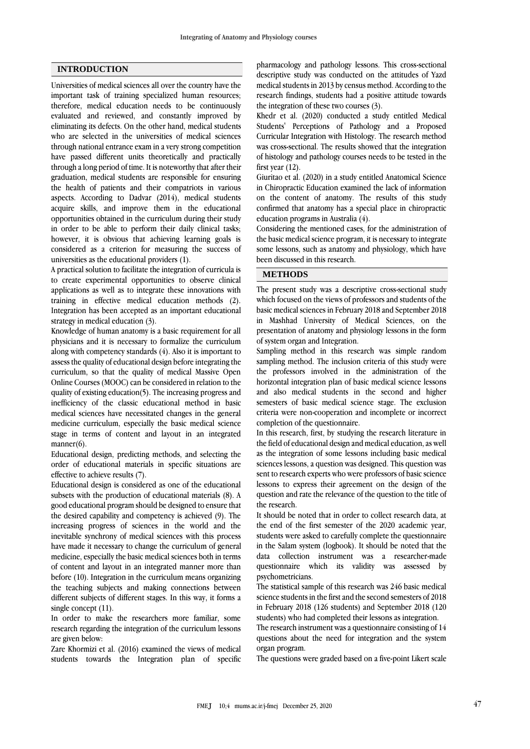## INTRODUCTION

Universities of medical sciences all over the country have the important task of training specialized human resources; therefore, medical education needs to be continuously evaluated and reviewed, and constantly improved by eliminating its defects. On the other hand, medical students who are selected in the universities of medical sciences through national entrance exam in a very strong competition have passed different units theoretically and practically through a long period of time. It is noteworthy that after their graduation, medical students are responsible for ensuring the health of patients and their compatriots in various aspects. According to Dadvar (2014), medical students acquire skills, and improve them in the educational opportunities obtained in the curriculum during their study in order to be able to perform their daily clinical tasks; however, it is obvious that achieving learning goals is considered as a criterion for measuring the success of universities as the educational providers (1).

A practical solution to facilitate the integration of curricula is to create experimental opportunities to observe clinical applications as well as to integrate these innovations with training in effective medical education methods (2). Integration has been accepted as an important educational strategy in medical education (3).

Knowledge of human anatomy is a basic requirement for all physicians and it is necessary to formalize the curriculum along with competency standards (4). Also it is important to assess the quality of educational design before integrating the curriculum, so that the quality of medical Massive Open Online Courses (MOOC) can be considered in relation to the quality of existing education(5). The increasing progress and inefficiency of the classic educational method in basic medical sciences have necessitated changes in the general medicine curriculum, especially the basic medical science stage in terms of content and layout in an integrated manner(6).

Educational design, predicting methods, and selecting the order of educational materials in specific situations are effective to achieve results (7).

Educational design is considered as one of the educational subsets with the production of educational materials (8). A good educational program should be designed to ensure that the desired capability and competency is achieved (9). The increasing progress of sciences in the world and the inevitable synchrony of medical sciences with this process have made it necessary to change the curriculum of general medicine, especially the basic medical sciences both in terms of content and layout in an integrated manner more than before (10). Integration in the curriculum means organizing the teaching subjects and making connections between different subjects of different stages. In this way, it forms a single concept (11).

In order to make the researchers more familiar, some research regarding the integration of the curriculum lessons are given below:

Zare Khormizi et al. (2016) examined the views of medical students towards the Integration plan of specific pharmacology and pathology lessons. This cross-sectional descriptive study was conducted on the attitudes of Yazd medical students in 2013 by census method. According to the research findings, students had a positive attitude towards the integration of these two courses (3).

Khedr et al. (2020) conducted a study entitled Medical Students' Perceptions of Pathology and a Proposed Curricular Integration with Histology. The research method was cross-sectional. The results showed that the integration of histology and pathology courses needs to be tested in the first year (12).

Giuritao et al. (2020) in a study entitled Anatomical Science in Chiropractic Education examined the lack of information on the content of anatomy. The results of this study confirmed that anatomy has a special place in chiropractic education programs in Australia (4).

Considering the mentioned cases, for the administration of the basic medical science program, it is necessary to integrate some lessons, such as anatomy and physiology, which have been discussed in this research.

## METHODS

The present study was a descriptive cross-sectional study which focused on the views of professors and students of the basic medical sciences in February 2018 and September 2018 in Mashhad University of Medical Sciences, on the presentation of anatomy and physiology lessons in the form of system organ and Integration.

Sampling method in this research was simple random sampling method. The inclusion criteria of this study were the professors involved in the administration of the horizontal integration plan of basic medical science lessons and also medical students in the second and higher semesters of basic medical science stage. The exclusion criteria were non-cooperation and incomplete or incorrect completion of the questionnaire.

In this research, first, by studying the research literature in the field of educational design and medical education, as well as the integration of some lessons including basic medical sciences lessons, a question was designed. This question was sent to research experts who were professors of basic science lessons to express their agreement on the design of the question and rate the relevance of the question to the title of the research.

It should be noted that in order to collect research data, at the end of the first semester of the 2020 academic year, students were asked to carefully complete the questionnaire in the Salam system (logbook). It should be noted that the data collection instrument was a researcher-made questionnaire which its validity was assessed by psychometricians.

The statistical sample of this research was 246 basic medical science students in the first and the second semesters of 2018 in February 2018 (126 students) and September 2018 (120 students) who had completed their lessons as integration.

The research instrument was a questionnaire consisting of 14 questions about the need for integration and the system organ program.

The questions were graded based on a five-point Likert scale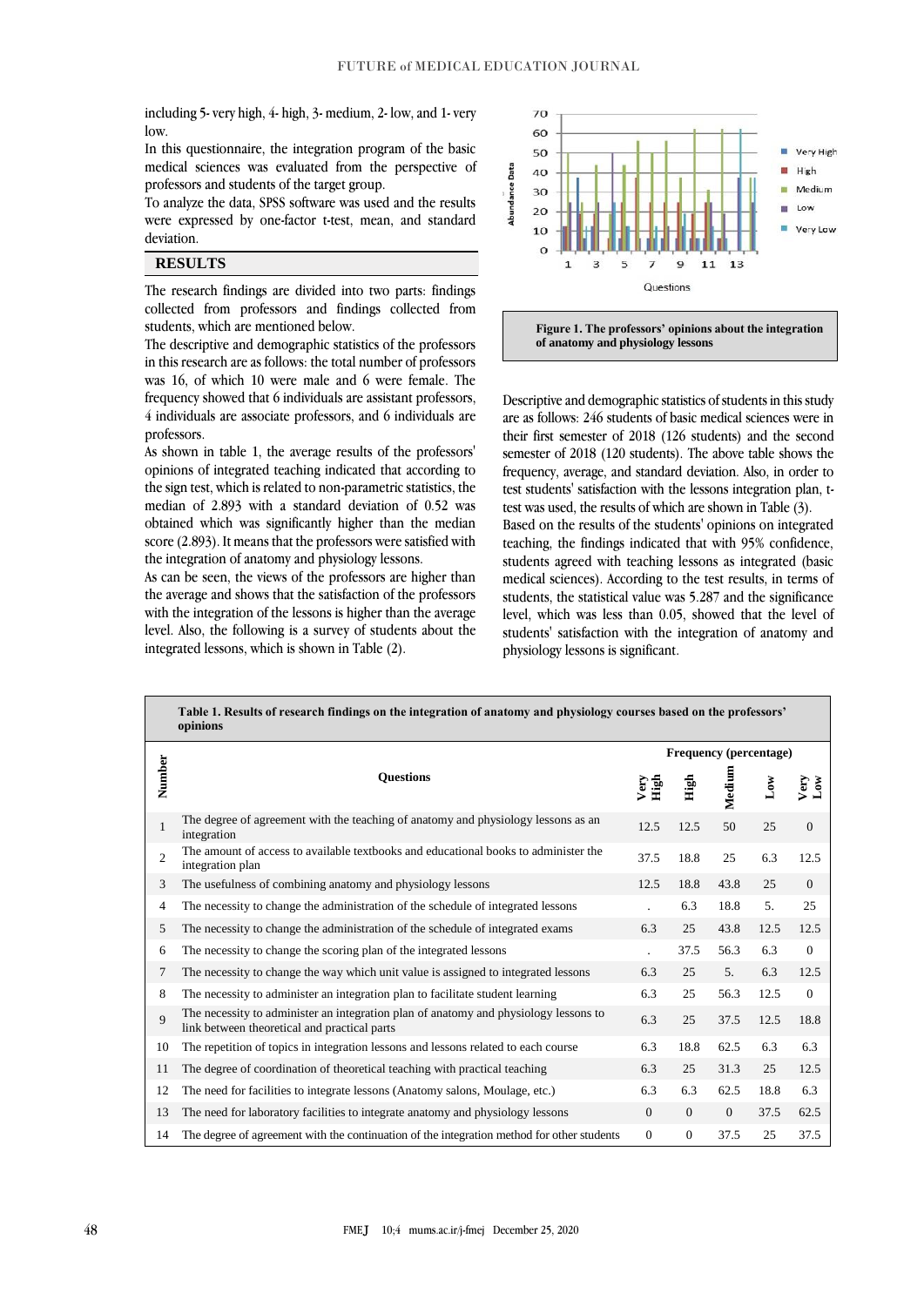including 5- very high, 4- high, 3- medium, 2- low, and 1- very low.

In this questionnaire, the integration program of the basic medical sciences was evaluated from the perspective of professors and students of the target group.

To analyze the data, SPSS software was used and the results were expressed by one-factor t-test, mean, and standard deviation.

## RESULTS

The research findings are divided into two parts: findings collected from professors and findings collected from students, which are mentioned below.

The descriptive and demographic statistics of the professors in this research are as follows: the total number of professors was 16, of which 10 were male and 6 were female. The frequency showed that 6 individuals are assistant professors, 4 individuals are associate professors, and 6 individuals are professors.

As shown in table 1, the average results of the professors' opinions of integrated teaching indicated that according to the sign test, which is related to non-parametric statistics, the median of 2.893 with a standard deviation of 0.52 was obtained which was significantly higher than the median score (2.893). It means that the professors were satisfied with the integration of anatomy and physiology lessons.

As can be seen, the views of the professors are higher than the average and shows that the satisfaction of the professors with the integration of the lessons is higher than the average level. Also, the following is a survey of students about the integrated lessons, which is shown in Table (2).

**Figure 1. The professors' opinions about the integration of anatomy and physiology lessons**

Descriptive and demographic statistics of students in this study are as follows: 246 students of basic medical sciences were in their first semester of 2018 (126 students) and the second semester of 2018 (120 students). The above table shows the frequency, average, and standard deviation. Also, in order to test students' satisfaction with the lessons integration plan, t-test was used, the results of which are shown in Table (3).

Based on the results of the students' opinions on integrated teaching, the findings indicated that with 95% confidence, students agreed with teaching lessons as integrated (basic medical sciences). According to the test results, in terms of students, the statistical value was 5.287 and the significance level, which was less than 0.05, showed that the level of students' satisfaction with the integration of anatomy and physiology lessons is significant.

**Table 1. Results of research findings on the integration of anatomy and physiology courses based on the professors' opinions**

| Number | Questions | Frequency (percentage) | | | | |
|---|---|---|---|---|---|---|
| | | Very High | High | Medium | Low | Very Low |
| 1 | The degree of agreement with the teaching of anatomy and physiology lessons as an integration | 12.5 | 12.5 | 50 | 25 | 0 |
| 2 | The amount of access to available textbooks and educational books to administer the integration plan | 37.5 | 18.8 | 25 | 6.3 | 12.5 |
| 3 | The usefulness of combining anatomy and physiology lessons | 12.5 | 18.8 | 43.8 | 25 | 0 |
| 4 | The necessity to change the administration of the schedule of integrated lessons | . | 6.3 | 18.8 | 5. | 25 |
| 5 | The necessity to change the administration of the schedule of integrated exams | 6.3 | 25 | 43.8 | 12.5 | 12.5 |
| 6 | The necessity to change the scoring plan of the integrated lessons | . | 37.5 | 56.3 | 6.3 | 0 |
| 7 | The necessity to change the way which unit value is assigned to integrated lessons | 6.3 | 25 | 5. | 6.3 | 12.5 |
| 8 | The necessity to administer an integration plan to facilitate student learning | 6.3 | 25 | 56.3 | 12.5 | 0 |
| 9 | The necessity to administer an integration plan of anatomy and physiology lessons to link between theoretical and practical parts | 6.3 | 25 | 37.5 | 12.5 | 18.8 |
| 10 | The repetition of topics in integration lessons and lessons related to each course | 6.3 | 18.8 | 62.5 | 6.3 | 6.3 |
| 11 | The degree of coordination of theoretical teaching with practical teaching | 6.3 | 25 | 31.3 | 25 | 12.5 |
| 12 | The need for facilities to integrate lessons (Anatomy salons, Moulage, etc.) | 6.3 | 6.3 | 62.5 | 18.8 | 6.3 |
| 13 | The need for laboratory facilities to integrate anatomy and physiology lessons | 0 | 0 | 0 | 37.5 | 62.5 |
| 14 | The degree of agreement with the continuation of the integration method for other students | 0 | 0 | 37.5 | 25 | 37.5 |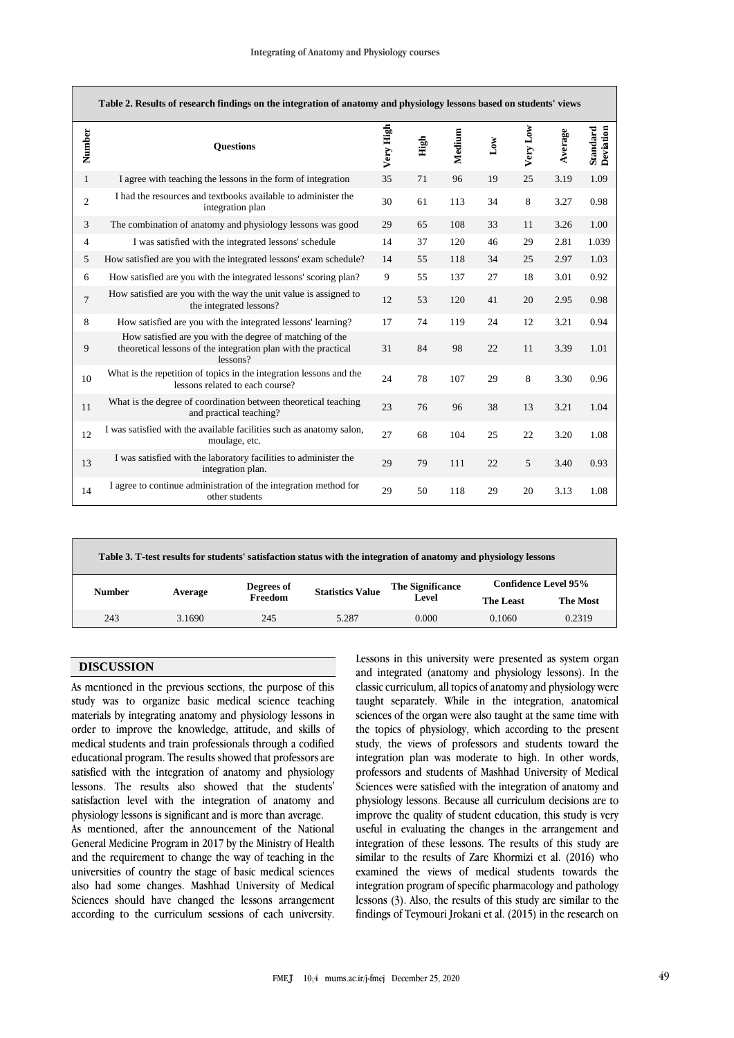**Table 2. Results of research findings on the integration of anatomy and physiology lessons based on students' views**

| Number | Questions | Very High | High | Medium | Low | Very Low | Average | Standard Deviation |
|---|---|---|---|---|---|---|---|---|
| 1 | I agree with teaching the lessons in the form of integration | 35 | 71 | 96 | 19 | 25 | 3.19 | 1.09 |
| 2 | I had the resources and textbooks available to administer the integration plan | 30 | 61 | 113 | 34 | 8 | 3.27 | 0.98 |
| 3 | The combination of anatomy and physiology lessons was good | 29 | 65 | 108 | 33 | 11 | 3.26 | 1.00 |
| 4 | I was satisfied with the integrated lessons' schedule | 14 | 37 | 120 | 46 | 29 | 2.81 | 1.039 |
| 5 | How satisfied are you with the integrated lessons' exam schedule? | 14 | 55 | 118 | 34 | 25 | 2.97 | 1.03 |
| 6 | How satisfied are you with the integrated lessons' scoring plan? | 9 | 55 | 137 | 27 | 18 | 3.01 | 0.92 |
| 7 | How satisfied are you with the way the unit value is assigned to the integrated lessons? | 12 | 53 | 120 | 41 | 20 | 2.95 | 0.98 |
| 8 | How satisfied are you with the integrated lessons' learning? | 17 | 74 | 119 | 24 | 12 | 3.21 | 0.94 |
| 9 | How satisfied are you with the degree of matching of the theoretical lessons of the integration plan with the practical lessons? | 31 | 84 | 98 | 22 | 11 | 3.39 | 1.01 |
| 10 | What is the repetition of topics in the integration lessons and the lessons related to each course? | 24 | 78 | 107 | 29 | 8 | 3.30 | 0.96 |
| 11 | What is the degree of coordination between theoretical teaching and practical teaching? | 23 | 76 | 96 | 38 | 13 | 3.21 | 1.04 |
| 12 | I was satisfied with the available facilities such as anatomy salon, moulage, etc. | 27 | 68 | 104 | 25 | 22 | 3.20 | 1.08 |
| 13 | I was satisfied with the laboratory facilities to administer the integration plan. | 29 | 79 | 111 | 22 | 5 | 3.40 | 0.93 |
| 14 | I agree to continue administration of the integration method for other students | 29 | 50 | 118 | 29 | 20 | 3.13 | 1.08 |

**Table 3. T-test results for students' satisfaction status with the integration of anatomy and physiology lessons**

| Number | Average | Degrees of Freedom | Statistics Value | The Significance Level | Confidence Level 95% | |
|---|---|---|---|---|---|---|
| | | | | | The Least | The Most |
| 243 | 3.1690 | 245 | 5.287 | 0.000 | 0.1060 | 0.2319 |

## DISCUSSION

As mentioned in the previous sections, the purpose of this study was to organize basic medical science teaching materials by integrating anatomy and physiology lessons in order to improve the knowledge, attitude, and skills of medical students and train professionals through a codified educational program. The results showed that professors are satisfied with the integration of anatomy and physiology lessons. The results also showed that the students' satisfaction level with the integration of anatomy and physiology lessons is significant and is more than average.

As mentioned, after the announcement of the National General Medicine Program in 2017 by the Ministry of Health and the requirement to change the way of teaching in the universities of country the stage of basic medical sciences also had some changes. Mashhad University of Medical Sciences should have changed the lessons arrangement according to the curriculum sessions of each university. Lessons in this university were presented as system organ and integrated (anatomy and physiology lessons). In the classic curriculum, all topics of anatomy and physiology were taught separately. While in the integration, anatomical sciences of the organ were also taught at the same time with the topics of physiology, which according to the present study, the views of professors and students toward the integration plan was moderate to high. In other words, professors and students of Mashhad University of Medical Sciences were satisfied with the integration of anatomy and physiology lessons. Because all curriculum decisions are to improve the quality of student education, this study is very useful in evaluating the changes in the arrangement and integration of these lessons. The results of this study are similar to the results of Zare Khormizi et al. (2016) who examined the views of medical students towards the integration program of specific pharmacology and pathology lessons (3). Also, the results of this study are similar to the findings of Teymouri Jrokani et al. (2015) in the research on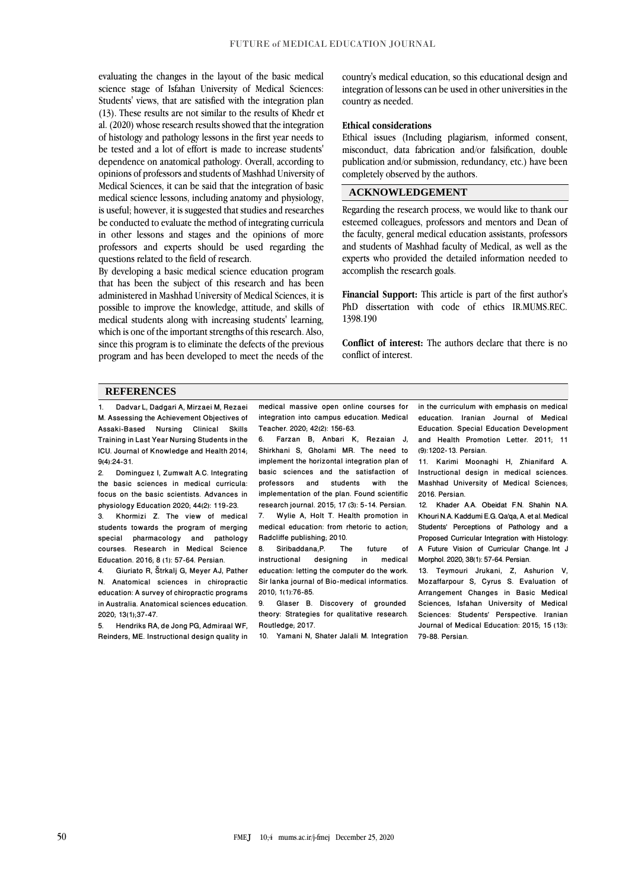evaluating the changes in the layout of the basic medical science stage of Isfahan University of Medical Sciences: Students' views, that are satisfied with the integration plan (13). These results are not similar to the results of Khedr et al. (2020) whose research results showed that the integration of histology and pathology lessons in the first year needs to be tested and a lot of effort is made to increase students' dependence on anatomical pathology. Overall, according to opinions of professors and students of Mashhad University of Medical Sciences, it can be said that the integration of basic medical science lessons, including anatomy and physiology, is useful; however, it is suggested that studies and researches be conducted to evaluate the method of integrating curricula in other lessons and stages and the opinions of more professors and experts should be used regarding the questions related to the field of research.

By developing a basic medical science education program that has been the subject of this research and has been administered in Mashhad University of Medical Sciences, it is possible to improve the knowledge, attitude, and skills of medical students along with increasing students' learning, which is one of the important strengths of this research. Also, since this program is to eliminate the defects of the previous program and has been developed to meet the needs of the country's medical education, so this educational design and integration of lessons can be used in other universities in the country as needed.

**Ethical considerations**

Ethical issues (Including plagiarism, informed consent, misconduct, data fabrication and/or falsification, double publication and/or submission, redundancy, etc.) have been completely observed by the authors.

## ACKNOWLEDGEMENT

Regarding the research process, we would like to thank our esteemed colleagues, professors and mentors and Dean of the faculty, general medical education assistants, professors and students of Mashhad faculty of Medical, as well as the experts who provided the detailed information needed to accomplish the research goals.

**Financial Support:** This article is part of the first author's PhD dissertation with code of ethics IR.MUMS.REC. 1398.190

**Conflict of interest:** The authors declare that there is no conflict of interest.

## REFERENCES

1. Dadvar L, Dadgari A, Mirzaei M, Rezaei M. Assessing the Achievement Objectives of Assaki-Based Nursing Clinical Skills Training in Last Year Nursing Students in the ICU. Journal of Knowledge and Health 2014; 9(4):24-31.
2. Dominguez I, Zumwalt A.C. Integrating the basic sciences in medical curricula: focus on the basic scientists. Advances in physiology Education 2020; 44(2): 119-23.
3. Khormizi Z. The view of medical students towards the program of merging special pharmacology and pathology courses. Research in Medical Science Education. 2016; 8 (1): 57-64. Persian.
4. Giuriato R, Štrkalj G, Meyer AJ, Pather N. Anatomical sciences in chiropractic education: A survey of chiropractic programs in Australia. Anatomical sciences education. 2020; 13(1);37-47.
5. Hendriks RA, de Jong PG, Admiraal WF, Reinders, ME. Instructional design quality in medical massive open online courses for integration into campus education. Medical Teacher. 2020; 42(2): 156-63.
6. Farzan B, Anbari K, Rezaian J, Shirkhani S, Gholami MR. The need to implement the horizontal integration plan of basic sciences and the satisfaction of professors and students with the implementation of the plan. Found scientific research journal. 2015; 17 (3): 5-14. Persian.
7. Wylie A, Holt T. Health promotion in medical education: from rhetoric to action; Radcliffe publishing; 2010.
8. Siribaddana,P. The future of instructional designing in medical education: letting the computer do the work. Sir lanka journal of Bio-medical informatics. 2010; 1(1):76-85.
9. Glaser B. Discovery of grounded theory: Strategies for qualitative research. Routledge; 2017.
10. Yamani N, Shater Jalali M. Integration in the curriculum with emphasis on medical education. Iranian Journal of Medical Education. Special Education Development and Health Promotion Letter. 2011; 11 (9):1202-13. Persian.
11. Karimi Moonaghi H, Zhianifard A. Instructional design in medical sciences. Mashhad University of Medical Sciences; 2016. Persian.
12. Khader A.A. Obeidat F.N. Shahin N.A. Khouri N.A. Kaddumi E.G. Qa'qa, A. et al. Medical Students' Perceptions of Pathology and a Proposed Curricular Integration with Histology: A Future Vision of Curricular Change. Int J Morphol. 2020; 38(1): 57-64. Persian.
13. Teymouri Jrukani, Z, Ashurion V, Mozaffarpour S, Cyrus S. Evaluation of Arrangement Changes in Basic Medical Sciences, Isfahan University of Medical Sciences: Students' Perspective. Iranian Journal of Medical Education: 2015; 15 (13): 79-88. Persian.